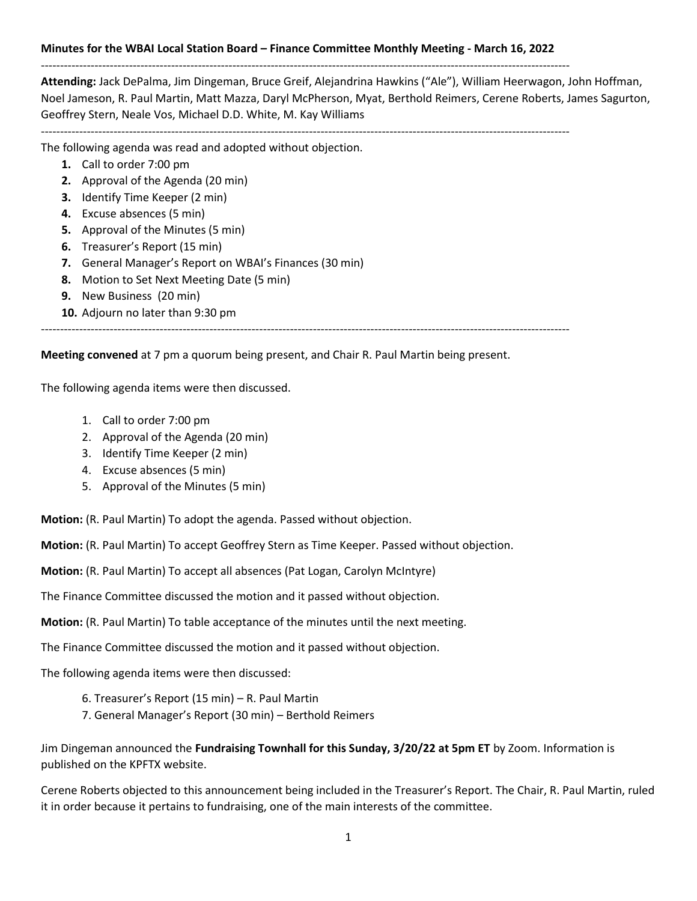**Minutes for the WBAI Local Station Board – Finance Committee Monthly Meeting - March 16, 2022**

---

**Attending:** Jack DePalma, Jim Dingeman, Bruce Greif, Alejandrina Hawkins ("Ale"), William Heerwagon, John Hoffman, Noel Jameson, R. Paul Martin, Matt Mazza, Daryl McPherson, Myat, Berthold Reimers, Cerene Roberts, James Sagurton, Geoffrey Stern, Neale Vos, Michael D.D. White, M. Kay Williams

---

The following agenda was read and adopted without objection.

1. Call to order 7:00 pm
2. Approval of the Agenda (20 min)
3. Identify Time Keeper (2 min)
4. Excuse absences (5 min)
5. Approval of the Minutes (5 min)
6. Treasurer's Report (15 min)
7. General Manager's Report on WBAI's Finances (30 min)
8. Motion to Set Next Meeting Date (5 min)
9. New Business (20 min)
10. Adjourn no later than 9:30 pm

---

**Meeting convened** at 7 pm a quorum being present, and Chair R. Paul Martin being present.

The following agenda items were then discussed.

1. Call to order 7:00 pm
2. Approval of the Agenda (20 min)
3. Identify Time Keeper (2 min)
4. Excuse absences (5 min)
5. Approval of the Minutes (5 min)

**Motion:** (R. Paul Martin) To adopt the agenda. Passed without objection.

**Motion:** (R. Paul Martin) To accept Geoffrey Stern as Time Keeper. Passed without objection.

**Motion:** (R. Paul Martin) To accept all absences (Pat Logan, Carolyn McIntyre)

The Finance Committee discussed the motion and it passed without objection.

**Motion:** (R. Paul Martin) To table acceptance of the minutes until the next meeting.

The Finance Committee discussed the motion and it passed without objection.

The following agenda items were then discussed:

6. Treasurer's Report (15 min) – R. Paul Martin
7. General Manager's Report (30 min) – Berthold Reimers

Jim Dingeman announced the **Fundraising Townhall for this Sunday, 3/20/22 at 5pm ET** by Zoom. Information is published on the KPFTX website.

Cerene Roberts objected to this announcement being included in the Treasurer's Report. The Chair, R. Paul Martin, ruled it in order because it pertains to fundraising, one of the main interests of the committee.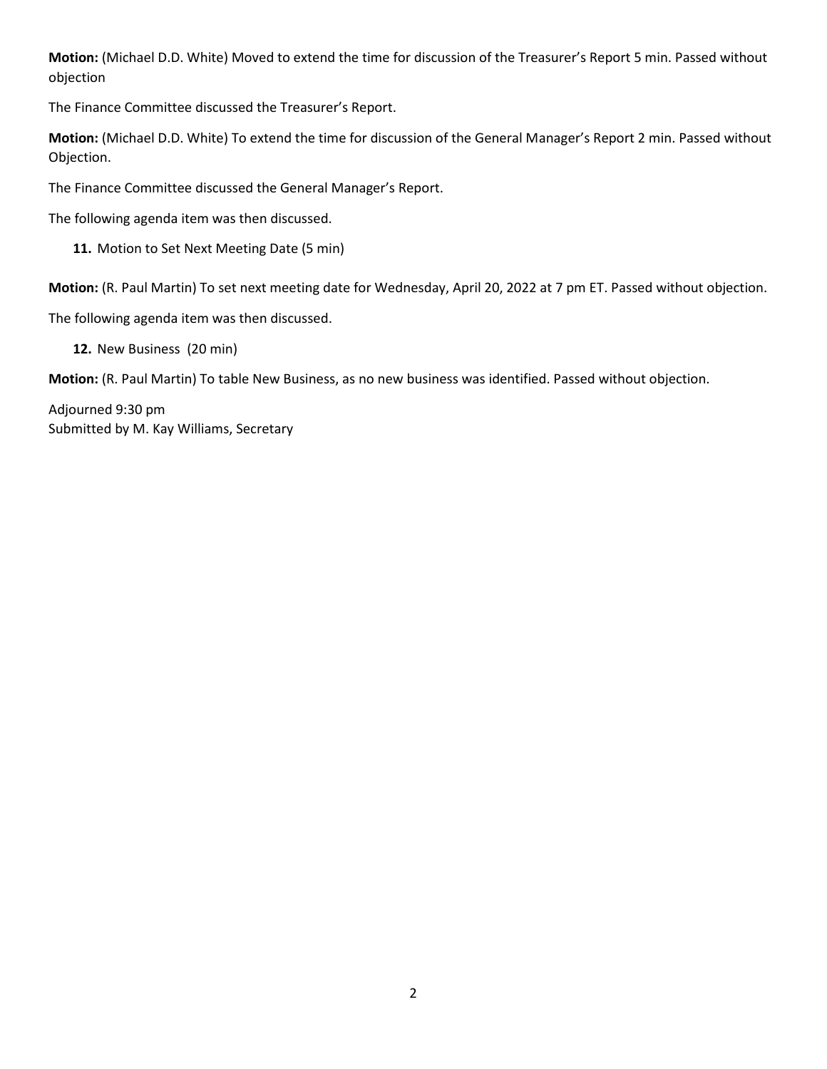**Motion:** (Michael D.D. White) Moved to extend the time for discussion of the Treasurer's Report 5 min. Passed without objection

The Finance Committee discussed the Treasurer's Report.

**Motion:** (Michael D.D. White) To extend the time for discussion of the General Manager's Report 2 min. Passed without Objection.

The Finance Committee discussed the General Manager's Report.

The following agenda item was then discussed.

**11.** Motion to Set Next Meeting Date (5 min)

**Motion:** (R. Paul Martin) To set next meeting date for Wednesday, April 20, 2022 at 7 pm ET. Passed without objection.

The following agenda item was then discussed.

**12.** New Business (20 min)

**Motion:** (R. Paul Martin) To table New Business, as no new business was identified. Passed without objection.

Adjourned 9:30 pm
Submitted by M. Kay Williams, Secretary